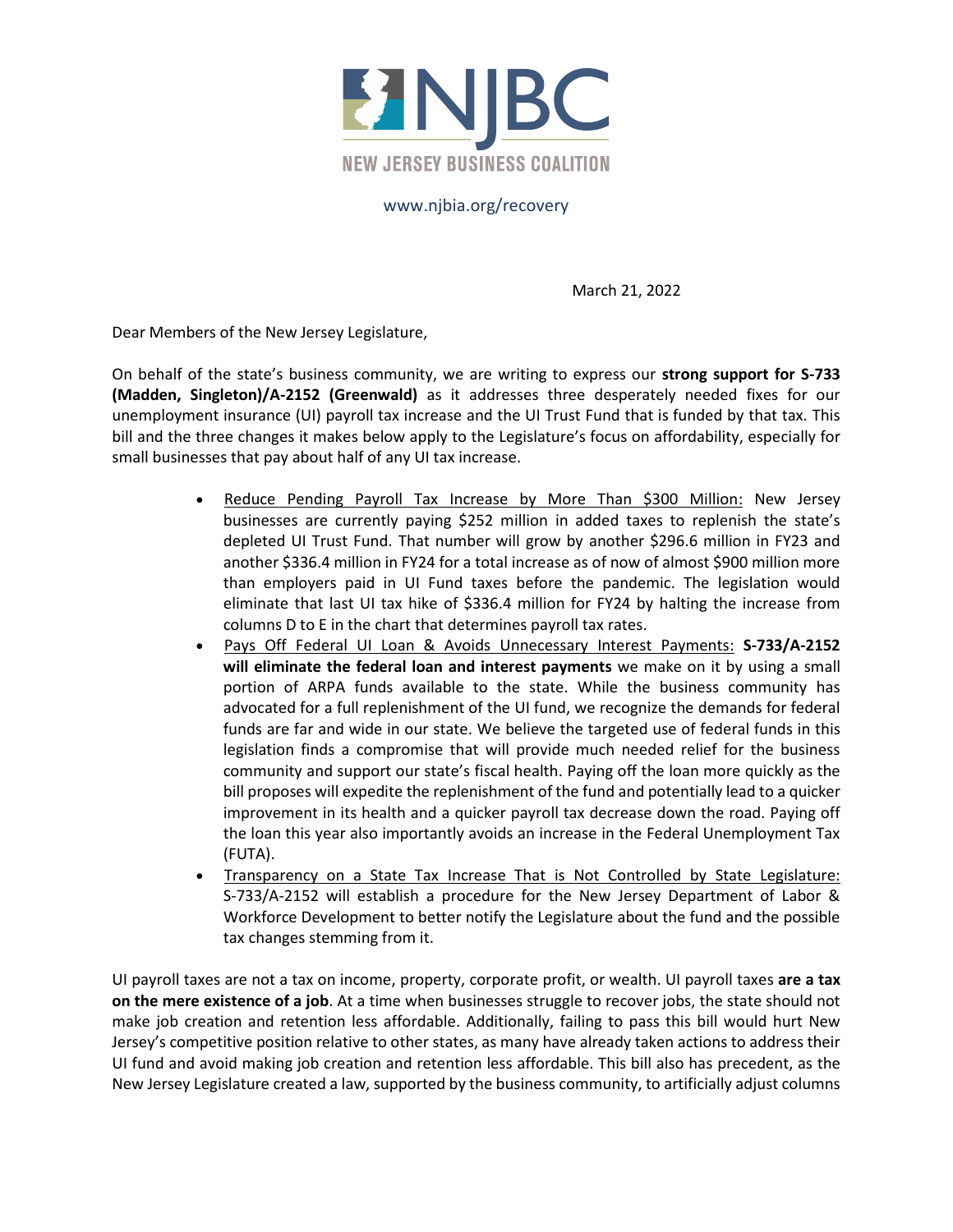NJBC

NEW JERSEY BUSINESS COALITION

www.njbia.org/recovery

March 21, 2022

Dear Members of the New Jersey Legislature,

On behalf of the state's business community, we are writing to express our **strong support for S-733 (Madden, Singleton)/A-2152 (Greenwald)** as it addresses three desperately needed fixes for our unemployment insurance (UI) payroll tax increase and the UI Trust Fund that is funded by that tax. This bill and the three changes it makes below apply to the Legislature's focus on affordability, especially for small businesses that pay about half of any UI tax increase.

- Reduce Pending Payroll Tax Increase by More Than $300 Million: New Jersey businesses are currently paying $252 million in added taxes to replenish the state's depleted UI Trust Fund. That number will grow by another $296.6 million in FY23 and another $336.4 million in FY24 for a total increase as of now of almost $900 million more than employers paid in UI Fund taxes before the pandemic. The legislation would eliminate that last UI tax hike of $336.4 million for FY24 by halting the increase from columns D to E in the chart that determines payroll tax rates.
- Pays Off Federal UI Loan & Avoids Unnecessary Interest Payments: **S-733/A-2152 will eliminate the federal loan and interest payments** we make on it by using a small portion of ARPA funds available to the state. While the business community has advocated for a full replenishment of the UI fund, we recognize the demands for federal funds are far and wide in our state. We believe the targeted use of federal funds in this legislation finds a compromise that will provide much needed relief for the business community and support our state's fiscal health. Paying off the loan more quickly as the bill proposes will expedite the replenishment of the fund and potentially lead to a quicker improvement in its health and a quicker payroll tax decrease down the road. Paying off the loan this year also importantly avoids an increase in the Federal Unemployment Tax (FUTA).
- Transparency on a State Tax Increase That is Not Controlled by State Legislature: S-733/A-2152 will establish a procedure for the New Jersey Department of Labor & Workforce Development to better notify the Legislature about the fund and the possible tax changes stemming from it.

UI payroll taxes are not a tax on income, property, corporate profit, or wealth. UI payroll taxes **are a tax on the mere existence of a job**. At a time when businesses struggle to recover jobs, the state should not make job creation and retention less affordable. Additionally, failing to pass this bill would hurt New Jersey's competitive position relative to other states, as many have already taken actions to address their UI fund and avoid making job creation and retention less affordable. This bill also has precedent, as the New Jersey Legislature created a law, supported by the business community, to artificially adjust columns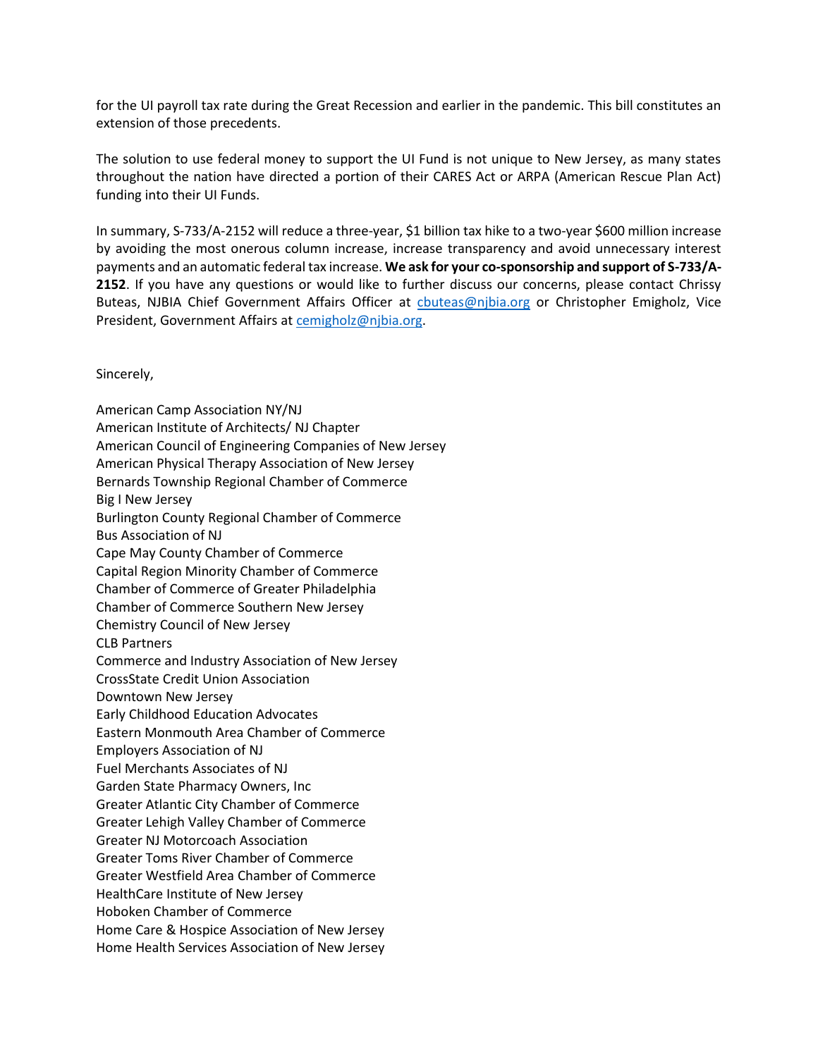for the UI payroll tax rate during the Great Recession and earlier in the pandemic. This bill constitutes an extension of those precedents.

The solution to use federal money to support the UI Fund is not unique to New Jersey, as many states throughout the nation have directed a portion of their CARES Act or ARPA (American Rescue Plan Act) funding into their UI Funds.

In summary, S-733/A-2152 will reduce a three-year, $1 billion tax hike to a two-year $600 million increase by avoiding the most onerous column increase, increase transparency and avoid unnecessary interest payments and an automatic federal tax increase. **We ask for your co-sponsorship and support of S-733/A-2152**. If you have any questions or would like to further discuss our concerns, please contact Chrissy Buteas, NJBIA Chief Government Affairs Officer at cbuteas@njbia.org or Christopher Emigholz, Vice President, Government Affairs at cemigholz@njbia.org.

Sincerely,

American Camp Association NY/NJ
American Institute of Architects/ NJ Chapter
American Council of Engineering Companies of New Jersey
American Physical Therapy Association of New Jersey
Bernards Township Regional Chamber of Commerce
Big I New Jersey
Burlington County Regional Chamber of Commerce
Bus Association of NJ
Cape May County Chamber of Commerce
Capital Region Minority Chamber of Commerce
Chamber of Commerce of Greater Philadelphia
Chamber of Commerce Southern New Jersey
Chemistry Council of New Jersey
CLB Partners
Commerce and Industry Association of New Jersey
CrossState Credit Union Association
Downtown New Jersey
Early Childhood Education Advocates
Eastern Monmouth Area Chamber of Commerce
Employers Association of NJ
Fuel Merchants Associates of NJ
Garden State Pharmacy Owners, Inc
Greater Atlantic City Chamber of Commerce
Greater Lehigh Valley Chamber of Commerce
Greater NJ Motorcoach Association
Greater Toms River Chamber of Commerce
Greater Westfield Area Chamber of Commerce
HealthCare Institute of New Jersey
Hoboken Chamber of Commerce
Home Care & Hospice Association of New Jersey
Home Health Services Association of New Jersey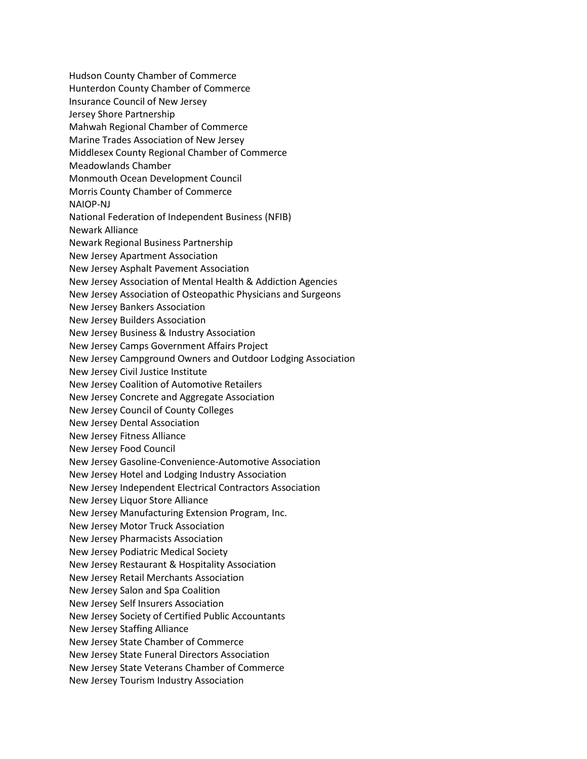Hudson County Chamber of Commerce
Hunterdon County Chamber of Commerce
Insurance Council of New Jersey
Jersey Shore Partnership
Mahwah Regional Chamber of Commerce
Marine Trades Association of New Jersey
Middlesex County Regional Chamber of Commerce
Meadowlands Chamber
Monmouth Ocean Development Council
Morris County Chamber of Commerce
NAIOP-NJ
National Federation of Independent Business (NFIB)
Newark Alliance
Newark Regional Business Partnership
New Jersey Apartment Association
New Jersey Asphalt Pavement Association
New Jersey Association of Mental Health & Addiction Agencies
New Jersey Association of Osteopathic Physicians and Surgeons
New Jersey Bankers Association
New Jersey Builders Association
New Jersey Business & Industry Association
New Jersey Camps Government Affairs Project
New Jersey Campground Owners and Outdoor Lodging Association
New Jersey Civil Justice Institute
New Jersey Coalition of Automotive Retailers
New Jersey Concrete and Aggregate Association
New Jersey Council of County Colleges
New Jersey Dental Association
New Jersey Fitness Alliance
New Jersey Food Council
New Jersey Gasoline-Convenience-Automotive Association
New Jersey Hotel and Lodging Industry Association
New Jersey Independent Electrical Contractors Association
New Jersey Liquor Store Alliance
New Jersey Manufacturing Extension Program, Inc.
New Jersey Motor Truck Association
New Jersey Pharmacists Association
New Jersey Podiatric Medical Society
New Jersey Restaurant & Hospitality Association
New Jersey Retail Merchants Association
New Jersey Salon and Spa Coalition
New Jersey Self Insurers Association
New Jersey Society of Certified Public Accountants
New Jersey Staffing Alliance
New Jersey State Chamber of Commerce
New Jersey State Funeral Directors Association
New Jersey State Veterans Chamber of Commerce
New Jersey Tourism Industry Association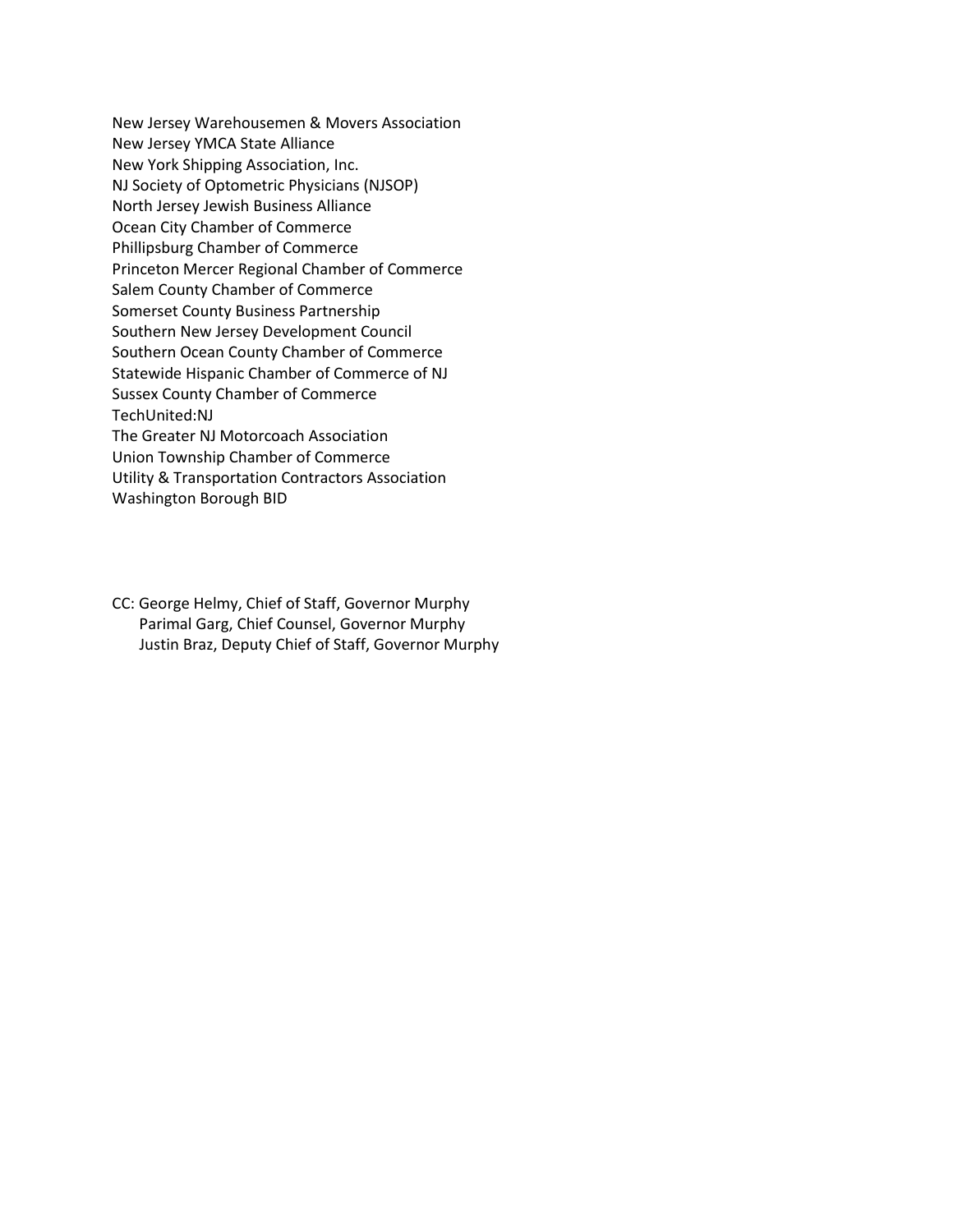New Jersey Warehousemen & Movers Association
New Jersey YMCA State Alliance
New York Shipping Association, Inc.
NJ Society of Optometric Physicians (NJSOP)
North Jersey Jewish Business Alliance
Ocean City Chamber of Commerce
Phillipsburg Chamber of Commerce
Princeton Mercer Regional Chamber of Commerce
Salem County Chamber of Commerce
Somerset County Business Partnership
Southern New Jersey Development Council
Southern Ocean County Chamber of Commerce
Statewide Hispanic Chamber of Commerce of NJ
Sussex County Chamber of Commerce
TechUnited:NJ
The Greater NJ Motorcoach Association
Union Township Chamber of Commerce
Utility & Transportation Contractors Association
Washington Borough BID

CC: George Helmy, Chief of Staff, Governor Murphy
Parimal Garg, Chief Counsel, Governor Murphy
Justin Braz, Deputy Chief of Staff, Governor Murphy